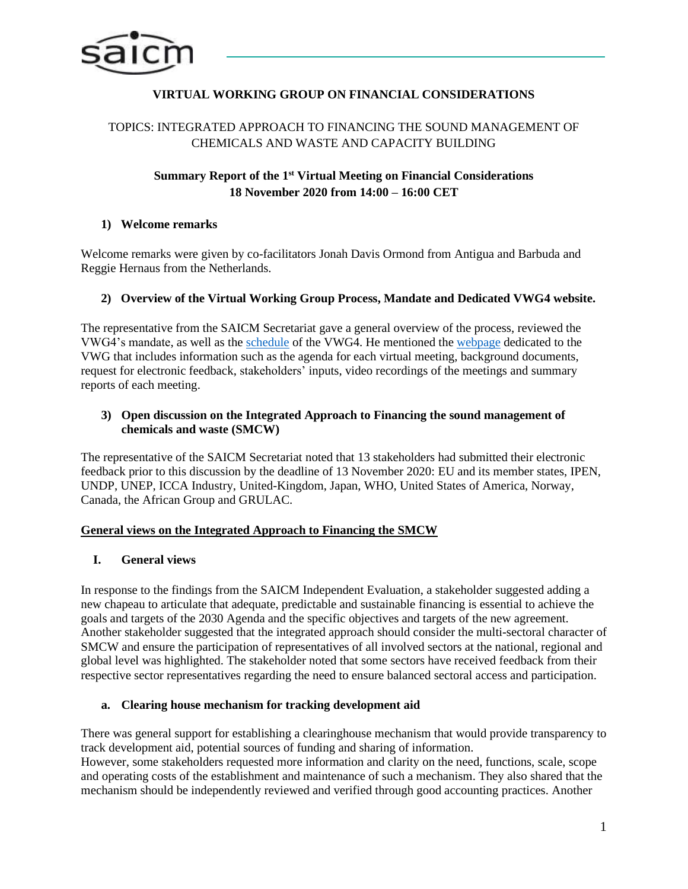**VIRTUAL WORKING GROUP ON FINANCIAL CONSIDERATIONS**

TOPICS: INTEGRATED APPROACH TO FINANCING THE SOUND MANAGEMENT OF CHEMICALS AND WASTE AND CAPACITY BUILDING

**Summary Report of the 1st Virtual Meeting on Financial Considerations**
**18 November 2020 from 14:00 – 16:00 CET**

## 1) Welcome remarks

Welcome remarks were given by co-facilitators Jonah Davis Ormond from Antigua and Barbuda and Reggie Hernaus from the Netherlands.

## 2) Overview of the Virtual Working Group Process, Mandate and Dedicated VWG4 website.

The representative from the SAICM Secretariat gave a general overview of the process, reviewed the VWG4's mandate, as well as the schedule of the VWG4. He mentioned the webpage dedicated to the VWG that includes information such as the agenda for each virtual meeting, background documents, request for electronic feedback, stakeholders' inputs, video recordings of the meetings and summary reports of each meeting.

## 3) Open discussion on the Integrated Approach to Financing the sound management of chemicals and waste (SMCW)

The representative of the SAICM Secretariat noted that 13 stakeholders had submitted their electronic feedback prior to this discussion by the deadline of 13 November 2020: EU and its member states, IPEN, UNDP, UNEP, ICCA Industry, United-Kingdom, Japan, WHO, United States of America, Norway, Canada, the African Group and GRULAC.

**General views on the Integrated Approach to Financing the SMCW**

### I. General views

In response to the findings from the SAICM Independent Evaluation, a stakeholder suggested adding a new chapeau to articulate that adequate, predictable and sustainable financing is essential to achieve the goals and targets of the 2030 Agenda and the specific objectives and targets of the new agreement. Another stakeholder suggested that the integrated approach should consider the multi-sectoral character of SMCW and ensure the participation of representatives of all involved sectors at the national, regional and global level was highlighted. The stakeholder noted that some sectors have received feedback from their respective sector representatives regarding the need to ensure balanced sectoral access and participation.

#### a. Clearing house mechanism for tracking development aid

There was general support for establishing a clearinghouse mechanism that would provide transparency to track development aid, potential sources of funding and sharing of information.
However, some stakeholders requested more information and clarity on the need, functions, scale, scope and operating costs of the establishment and maintenance of such a mechanism. They also shared that the mechanism should be independently reviewed and verified through good accounting practices. Another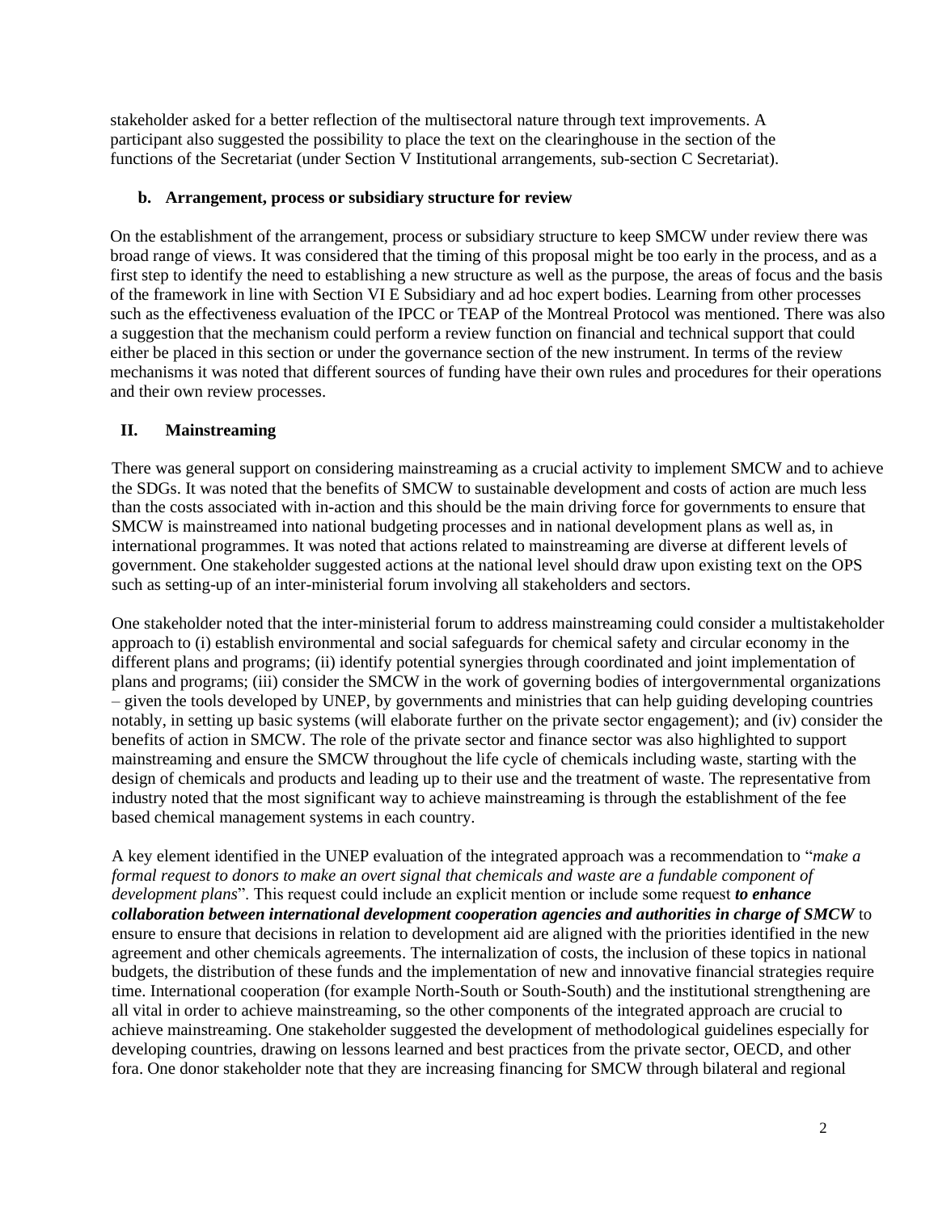stakeholder asked for a better reflection of the multisectoral nature through text improvements. A participant also suggested the possibility to place the text on the clearinghouse in the section of the functions of the Secretariat (under Section V Institutional arrangements, sub-section C Secretariat).

### b. Arrangement, process or subsidiary structure for review

On the establishment of the arrangement, process or subsidiary structure to keep SMCW under review there was broad range of views. It was considered that the timing of this proposal might be too early in the process, and as a first step to identify the need to establishing a new structure as well as the purpose, the areas of focus and the basis of the framework in line with Section VI E Subsidiary and ad hoc expert bodies. Learning from other processes such as the effectiveness evaluation of the IPCC or TEAP of the Montreal Protocol was mentioned. There was also a suggestion that the mechanism could perform a review function on financial and technical support that could either be placed in this section or under the governance section of the new instrument. In terms of the review mechanisms it was noted that different sources of funding have their own rules and procedures for their operations and their own review processes.

## II. Mainstreaming

There was general support on considering mainstreaming as a crucial activity to implement SMCW and to achieve the SDGs. It was noted that the benefits of SMCW to sustainable development and costs of action are much less than the costs associated with in-action and this should be the main driving force for governments to ensure that SMCW is mainstreamed into national budgeting processes and in national development plans as well as, in international programmes. It was noted that actions related to mainstreaming are diverse at different levels of government. One stakeholder suggested actions at the national level should draw upon existing text on the OPS such as setting-up of an inter-ministerial forum involving all stakeholders and sectors.

One stakeholder noted that the inter-ministerial forum to address mainstreaming could consider a multistakeholder approach to (i) establish environmental and social safeguards for chemical safety and circular economy in the different plans and programs; (ii) identify potential synergies through coordinated and joint implementation of plans and programs; (iii) consider the SMCW in the work of governing bodies of intergovernmental organizations – given the tools developed by UNEP, by governments and ministries that can help guiding developing countries notably, in setting up basic systems (will elaborate further on the private sector engagement); and (iv) consider the benefits of action in SMCW. The role of the private sector and finance sector was also highlighted to support mainstreaming and ensure the SMCW throughout the life cycle of chemicals including waste, starting with the design of chemicals and products and leading up to their use and the treatment of waste. The representative from industry noted that the most significant way to achieve mainstreaming is through the establishment of the fee based chemical management systems in each country.

A key element identified in the UNEP evaluation of the integrated approach was a recommendation to "*make a formal request to donors to make an overt signal that chemicals and waste are a fundable component of development plans*". This request could include an explicit mention or include some request ***to enhance collaboration between international development cooperation agencies and authorities in charge of SMCW*** to ensure to ensure that decisions in relation to development aid are aligned with the priorities identified in the new agreement and other chemicals agreements. The internalization of costs, the inclusion of these topics in national budgets, the distribution of these funds and the implementation of new and innovative financial strategies require time. International cooperation (for example North-South or South-South) and the institutional strengthening are all vital in order to achieve mainstreaming, so the other components of the integrated approach are crucial to achieve mainstreaming. One stakeholder suggested the development of methodological guidelines especially for developing countries, drawing on lessons learned and best practices from the private sector, OECD, and other fora. One donor stakeholder note that they are increasing financing for SMCW through bilateral and regional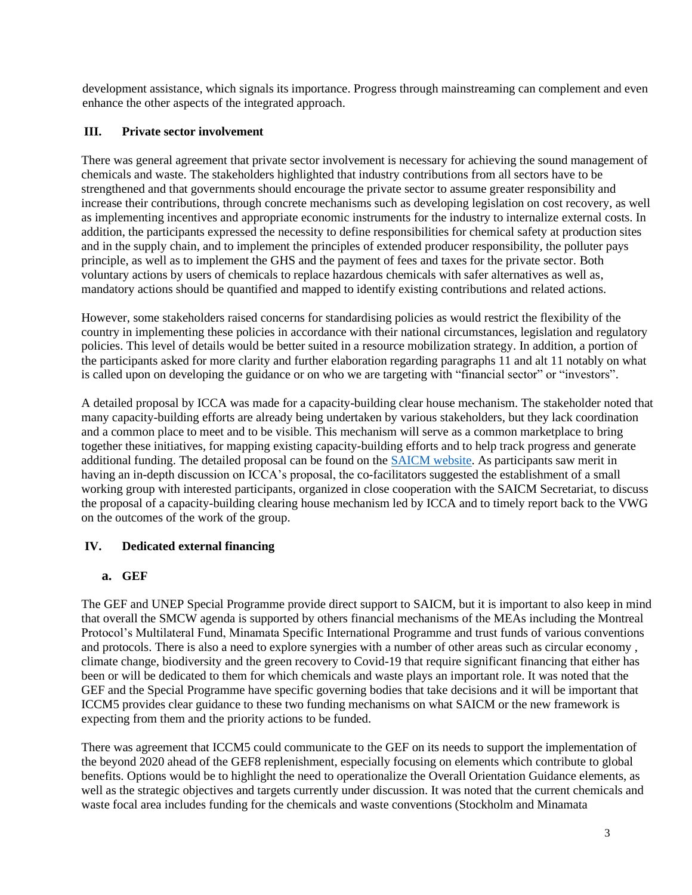development assistance, which signals its importance. Progress through mainstreaming can complement and even enhance the other aspects of the integrated approach.

## III. Private sector involvement

There was general agreement that private sector involvement is necessary for achieving the sound management of chemicals and waste. The stakeholders highlighted that industry contributions from all sectors have to be strengthened and that governments should encourage the private sector to assume greater responsibility and increase their contributions, through concrete mechanisms such as developing legislation on cost recovery, as well as implementing incentives and appropriate economic instruments for the industry to internalize external costs. In addition, the participants expressed the necessity to define responsibilities for chemical safety at production sites and in the supply chain, and to implement the principles of extended producer responsibility, the polluter pays principle, as well as to implement the GHS and the payment of fees and taxes for the private sector. Both voluntary actions by users of chemicals to replace hazardous chemicals with safer alternatives as well as, mandatory actions should be quantified and mapped to identify existing contributions and related actions.

However, some stakeholders raised concerns for standardising policies as would restrict the flexibility of the country in implementing these policies in accordance with their national circumstances, legislation and regulatory policies. This level of details would be better suited in a resource mobilization strategy. In addition, a portion of the participants asked for more clarity and further elaboration regarding paragraphs 11 and alt 11 notably on what is called upon on developing the guidance or on who we are targeting with "financial sector" or "investors".

A detailed proposal by ICCA was made for a capacity-building clear house mechanism. The stakeholder noted that many capacity-building efforts are already being undertaken by various stakeholders, but they lack coordination and a common place to meet and to be visible. This mechanism will serve as a common marketplace to bring together these initiatives, for mapping existing capacity-building efforts and to help track progress and generate additional funding. The detailed proposal can be found on the SAICM website. As participants saw merit in having an in-depth discussion on ICCA's proposal, the co-facilitators suggested the establishment of a small working group with interested participants, organized in close cooperation with the SAICM Secretariat, to discuss the proposal of a capacity-building clearing house mechanism led by ICCA and to timely report back to the VWG on the outcomes of the work of the group.

## IV. Dedicated external financing

### a. GEF

The GEF and UNEP Special Programme provide direct support to SAICM, but it is important to also keep in mind that overall the SMCW agenda is supported by others financial mechanisms of the MEAs including the Montreal Protocol's Multilateral Fund, Minamata Specific International Programme and trust funds of various conventions and protocols. There is also a need to explore synergies with a number of other areas such as circular economy , climate change, biodiversity and the green recovery to Covid-19 that require significant financing that either has been or will be dedicated to them for which chemicals and waste plays an important role. It was noted that the GEF and the Special Programme have specific governing bodies that take decisions and it will be important that ICCM5 provides clear guidance to these two funding mechanisms on what SAICM or the new framework is expecting from them and the priority actions to be funded.

There was agreement that ICCM5 could communicate to the GEF on its needs to support the implementation of the beyond 2020 ahead of the GEF8 replenishment, especially focusing on elements which contribute to global benefits. Options would be to highlight the need to operationalize the Overall Orientation Guidance elements, as well as the strategic objectives and targets currently under discussion. It was noted that the current chemicals and waste focal area includes funding for the chemicals and waste conventions (Stockholm and Minamata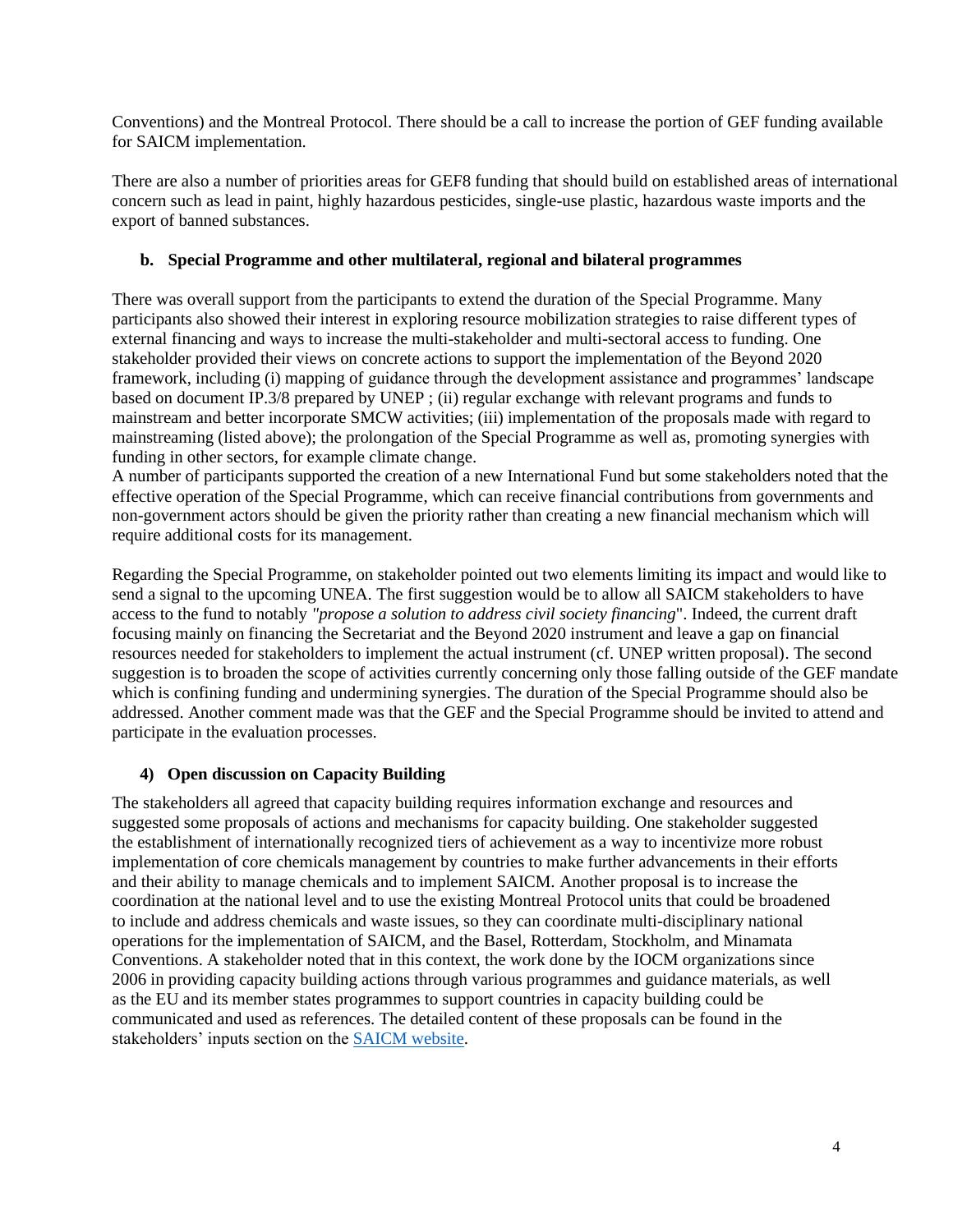Conventions) and the Montreal Protocol. There should be a call to increase the portion of GEF funding available for SAICM implementation.

There are also a number of priorities areas for GEF8 funding that should build on established areas of international concern such as lead in paint, highly hazardous pesticides, single-use plastic, hazardous waste imports and the export of banned substances.

**b. Special Programme and other multilateral, regional and bilateral programmes**

There was overall support from the participants to extend the duration of the Special Programme. Many participants also showed their interest in exploring resource mobilization strategies to raise different types of external financing and ways to increase the multi-stakeholder and multi-sectoral access to funding. One stakeholder provided their views on concrete actions to support the implementation of the Beyond 2020 framework, including (i) mapping of guidance through the development assistance and programmes' landscape based on document IP.3/8 prepared by UNEP ; (ii) regular exchange with relevant programs and funds to mainstream and better incorporate SMCW activities; (iii) implementation of the proposals made with regard to mainstreaming (listed above); the prolongation of the Special Programme as well as, promoting synergies with funding in other sectors, for example climate change.
A number of participants supported the creation of a new International Fund but some stakeholders noted that the effective operation of the Special Programme, which can receive financial contributions from governments and non-government actors should be given the priority rather than creating a new financial mechanism which will require additional costs for its management.

Regarding the Special Programme, on stakeholder pointed out two elements limiting its impact and would like to send a signal to the upcoming UNEA. The first suggestion would be to allow all SAICM stakeholders to have access to the fund to notably *"propose a solution to address civil society financing*". Indeed, the current draft focusing mainly on financing the Secretariat and the Beyond 2020 instrument and leave a gap on financial resources needed for stakeholders to implement the actual instrument (cf. UNEP written proposal). The second suggestion is to broaden the scope of activities currently concerning only those falling outside of the GEF mandate which is confining funding and undermining synergies. The duration of the Special Programme should also be addressed. Another comment made was that the GEF and the Special Programme should be invited to attend and participate in the evaluation processes.

### 4) Open discussion on Capacity Building

The stakeholders all agreed that capacity building requires information exchange and resources and suggested some proposals of actions and mechanisms for capacity building. One stakeholder suggested the establishment of internationally recognized tiers of achievement as a way to incentivize more robust implementation of core chemicals management by countries to make further advancements in their efforts and their ability to manage chemicals and to implement SAICM. Another proposal is to increase the coordination at the national level and to use the existing Montreal Protocol units that could be broadened to include and address chemicals and waste issues, so they can coordinate multi-disciplinary national operations for the implementation of SAICM, and the Basel, Rotterdam, Stockholm, and Minamata Conventions. A stakeholder noted that in this context, the work done by the IOCM organizations since 2006 in providing capacity building actions through various programmes and guidance materials, as well as the EU and its member states programmes to support countries in capacity building could be communicated and used as references. The detailed content of these proposals can be found in the stakeholders' inputs section on the SAICM website.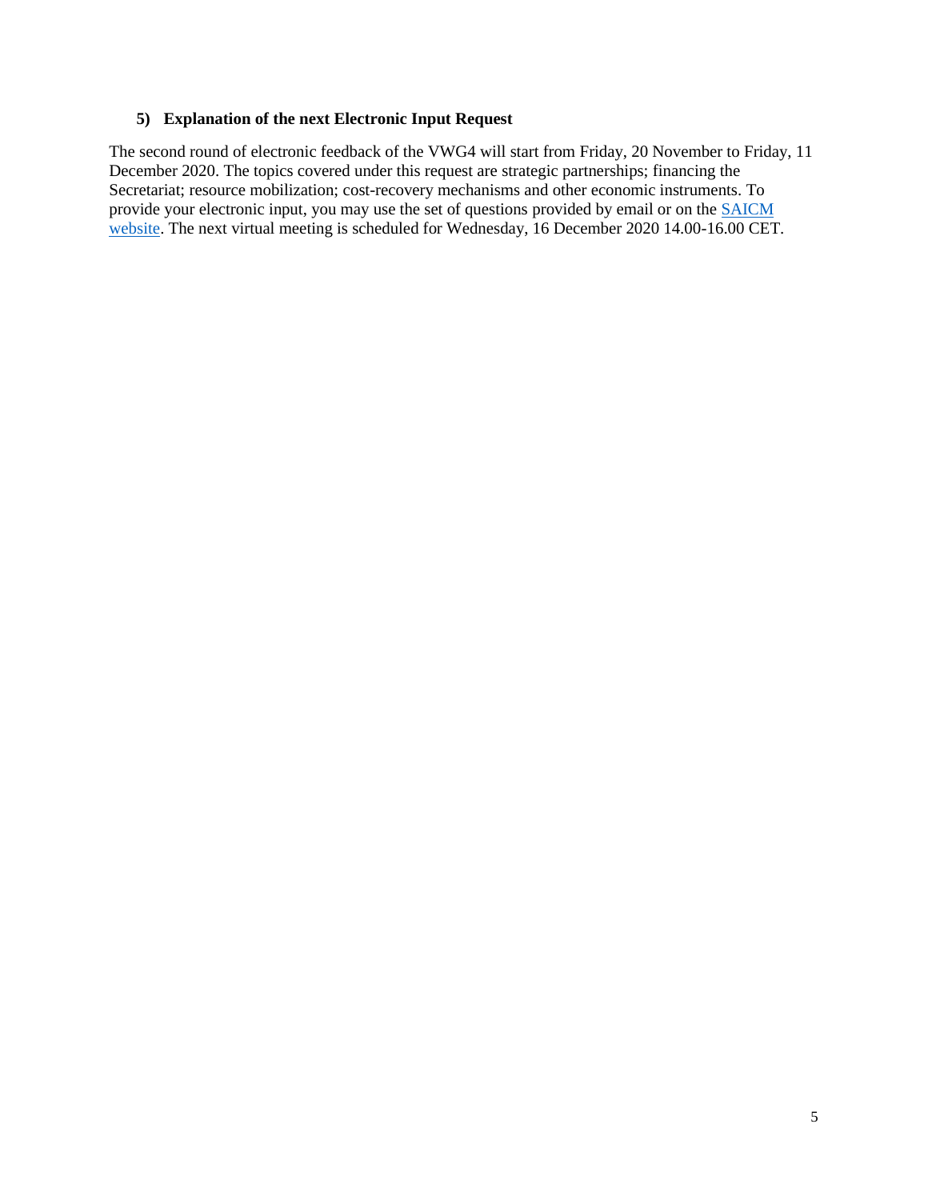### 5) Explanation of the next Electronic Input Request

The second round of electronic feedback of the VWG4 will start from Friday, 20 November to Friday, 11 December 2020. The topics covered under this request are strategic partnerships; financing the Secretariat; resource mobilization; cost-recovery mechanisms and other economic instruments. To provide your electronic input, you may use the set of questions provided by email or on the SAICM website. The next virtual meeting is scheduled for Wednesday, 16 December 2020 14.00-16.00 CET.